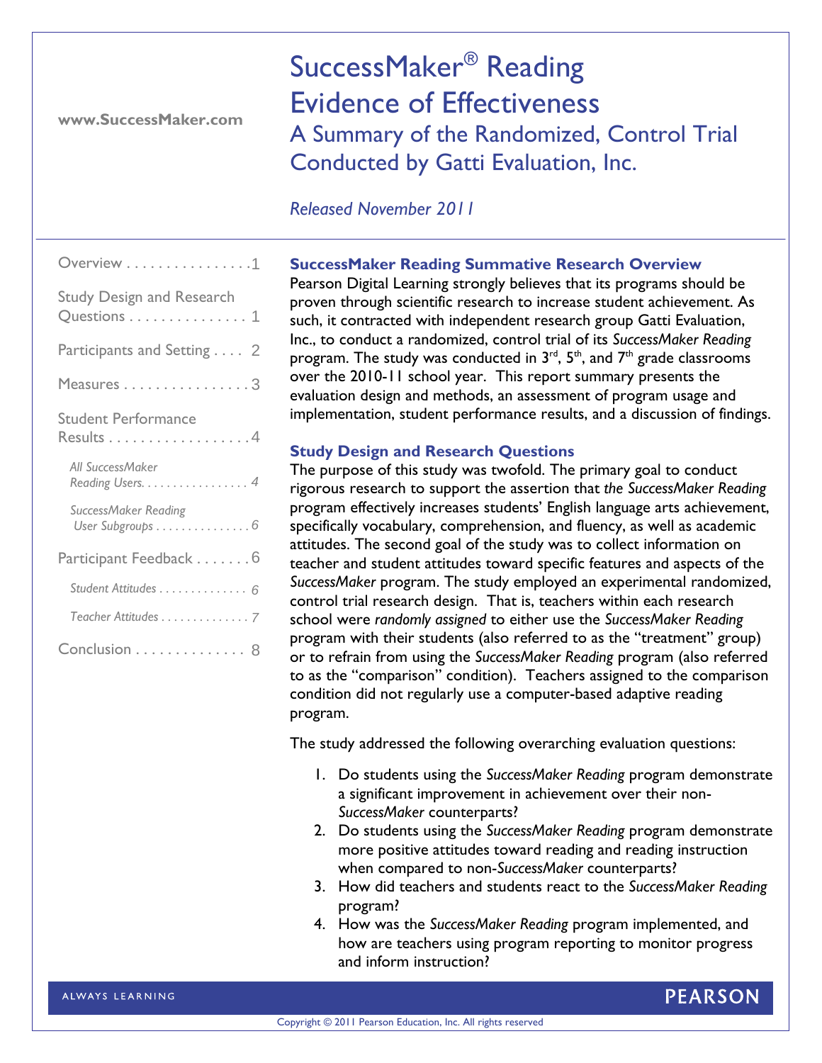www.SuccessMaker.com

# SuccessMaker® Reading Evidence of Effectiveness

## A Summary of the Randomized, Control Trial Conducted by Gatti Evaluation, Inc.

*Released November 2011*

- Overview . . . . . . . . . . . . . . . . 1
- Study Design and Research Questions . . . . . . . . . . . . . . . 1
- Participants and Setting . . . . 2
- Measures . . . . . . . . . . . . . . . . 3
- Student Performance Results . . . . . . . . . . . . . . . . . . 4
  - *All SuccessMaker Reading Users. . . . . . . . . . . . . . . . 4*
  - *SuccessMaker Reading User Subgroups . . . . . . . . . . . . . . 6*
- Participant Feedback . . . . . . . 6
  - *Student Attitudes . . . . . . . . . . . . . 6*
  - *Teacher Attitudes . . . . . . . . . . . . . 7*
- Conclusion . . . . . . . . . . . . . . 8

### SuccessMaker Reading Summative Research Overview

Pearson Digital Learning strongly believes that its programs should be proven through scientific research to increase student achievement. As such, it contracted with independent research group Gatti Evaluation, Inc., to conduct a randomized, control trial of its *SuccessMaker Reading* program. The study was conducted in 3rd, 5th, and 7th grade classrooms over the 2010-11 school year. This report summary presents the evaluation design and methods, an assessment of program usage and implementation, student performance results, and a discussion of findings.

### Study Design and Research Questions

The purpose of this study was twofold. The primary goal to conduct rigorous research to support the assertion that *the SuccessMaker Reading* program effectively increases students' English language arts achievement, specifically vocabulary, comprehension, and fluency, as well as academic attitudes. The second goal of the study was to collect information on teacher and student attitudes toward specific features and aspects of the *SuccessMaker* program. The study employed an experimental randomized, control trial research design. That is, teachers within each research school were *randomly assigned* to either use the *SuccessMaker Reading* program with their students (also referred to as the "treatment" group) or to refrain from using the *SuccessMaker Reading* program (also referred to as the "comparison" condition). Teachers assigned to the comparison condition did not regularly use a computer-based adaptive reading program.

The study addressed the following overarching evaluation questions:

1. Do students using the *SuccessMaker Reading* program demonstrate a significant improvement in achievement over their non-*SuccessMaker* counterparts?
2. Do students using the *SuccessMaker Reading* program demonstrate more positive attitudes toward reading and reading instruction when compared to non-*SuccessMaker* counterparts?
3. How did teachers and students react to the *SuccessMaker Reading* program?
4. How was the *SuccessMaker Reading* program implemented, and how are teachers using program reporting to monitor progress and inform instruction?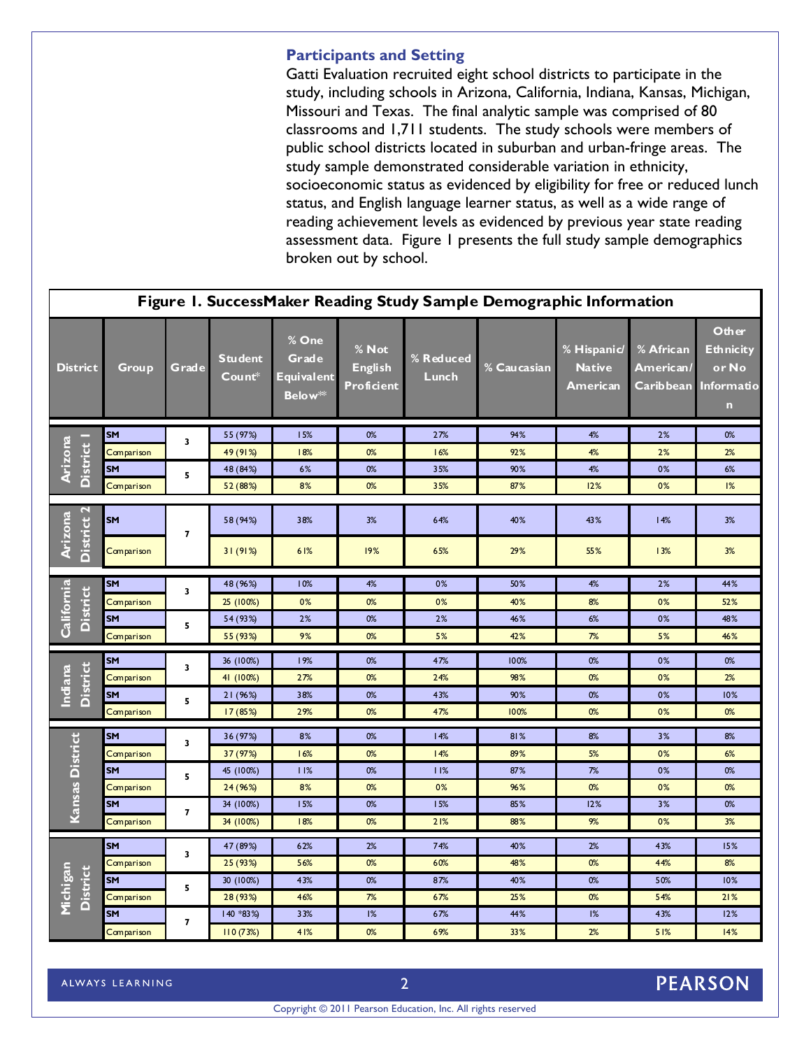### Participants and Setting

Gatti Evaluation recruited eight school districts to participate in the study, including schools in Arizona, California, Indiana, Kansas, Michigan, Missouri and Texas. The final analytic sample was comprised of 80 classrooms and 1,711 students. The study schools were members of public school districts located in suburban and urban-fringe areas. The study sample demonstrated considerable variation in ethnicity, socioeconomic status as evidenced by eligibility for free or reduced lunch status, and English language learner status, as well as a wide range of reading achievement levels as evidenced by previous year state reading assessment data. Figure 1 presents the full study sample demographics broken out by school.

**Figure 1. SuccessMaker Reading Study Sample Demographic Information**

| District | Group | Grade | Student Count* | % One Grade Equivalent Below** | % Not English Proficient | % Reduced Lunch | % Caucasian | % Hispanic/ Native American | % African American/ Caribbean | Other Ethnicity or No Information |
|---|---|---|---|---|---|---|---|---|---|---|
| Arizona District 1 | SM | 3 | 55 (97%) | 15% | 0% | 27% | 94% | 4% | 2% | 0% |
| | Comparison | | 49 (91%) | 18% | 0% | 16% | 92% | 4% | 2% | 2% |
| | SM | 5 | 48 (84%) | 6% | 0% | 35% | 90% | 4% | 0% | 6% |
| | Comparison | | 52 (88%) | 8% | 0% | 35% | 87% | 12% | 0% | 1% |
| Arizona District 2 | SM | 7 | 58 (94%) | 38% | 3% | 64% | 40% | 43% | 14% | 3% |
| | Comparison | | 31 (91%) | 61% | 19% | 65% | 29% | 55% | 13% | 3% |
| California District | SM | 3 | 48 (96%) | 10% | 4% | 0% | 50% | 4% | 2% | 44% |
| | Comparison | | 25 (100%) | 0% | 0% | 0% | 40% | 8% | 0% | 52% |
| | SM | 5 | 54 (93%) | 2% | 0% | 2% | 46% | 6% | 0% | 48% |
| | Comparison | | 55 (93%) | 9% | 0% | 5% | 42% | 7% | 5% | 46% |
| Indiana District | SM | 3 | 36 (100%) | 19% | 0% | 47% | 100% | 0% | 0% | 0% |
| | Comparison | | 41 (100%) | 27% | 0% | 24% | 98% | 0% | 0% | 2% |
| | SM | 5 | 21 (96%) | 38% | 0% | 43% | 90% | 0% | 0% | 10% |
| | Comparison | | 17 (85%) | 29% | 0% | 47% | 100% | 0% | 0% | 0% |
| Kansas District | SM | 3 | 36 (97%) | 8% | 0% | 14% | 81% | 8% | 3% | 8% |
| | Comparison | | 37 (97%) | 16% | 0% | 14% | 89% | 5% | 0% | 6% |
| | SM | 5 | 45 (100%) | 11% | 0% | 11% | 87% | 7% | 0% | 0% |
| | Comparison | | 24 (96%) | 8% | 0% | 0% | 96% | 0% | 0% | 0% |
| | SM | 7 | 34 (100%) | 15% | 0% | 15% | 85% | 12% | 3% | 0% |
| | Comparison | | 34 (100%) | 18% | 0% | 21% | 88% | 9% | 0% | 3% |
| Michigan District | SM | 3 | 47 (89%) | 62% | 2% | 74% | 40% | 2% | 43% | 15% |
| | Comparison | | 25 (93%) | 56% | 0% | 60% | 48% | 0% | 44% | 8% |
| | SM | 5 | 30 (100%) | 43% | 0% | 87% | 40% | 0% | 50% | 10% |
| | Comparison | | 28 (93%) | 46% | 7% | 67% | 25% | 0% | 54% | 21% |
| | SM | 7 | 140 *83%) | 33% | 1% | 67% | 44% | 1% | 43% | 12% |
| | Comparison | | 110 (73%) | 41% | 0% | 69% | 33% | 2% | 51% | 14% |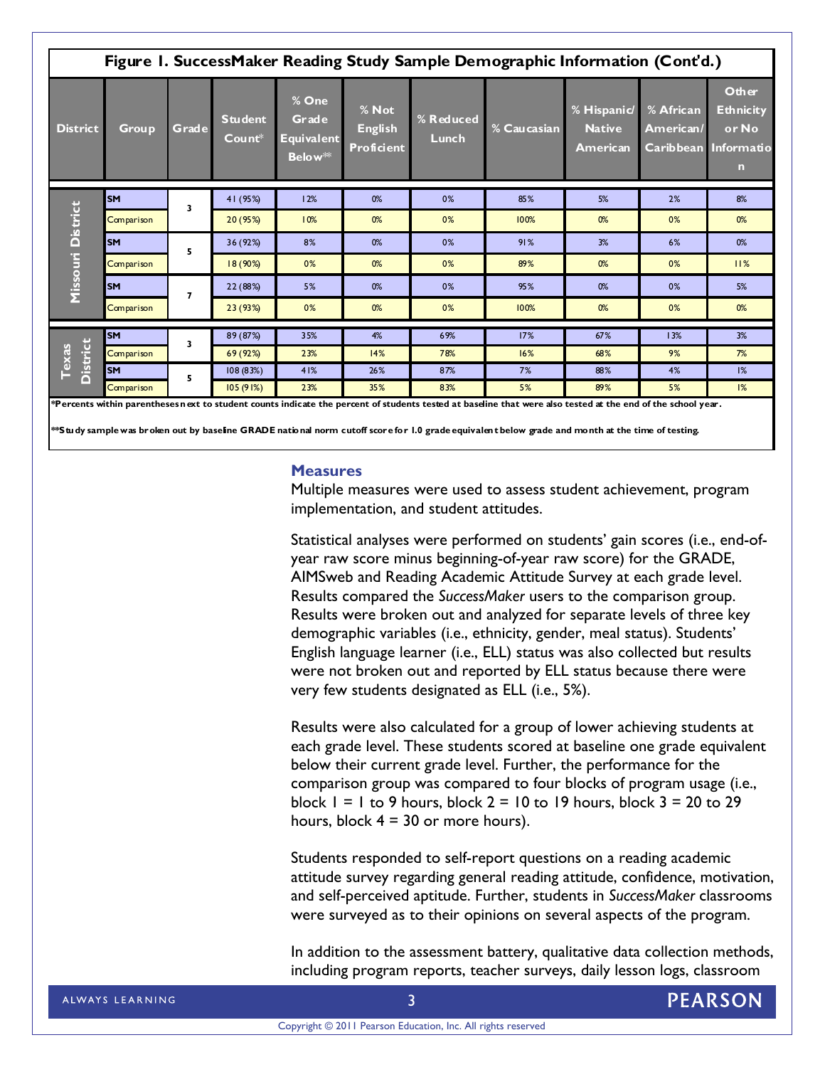**Figure 1. SuccessMaker Reading Study Sample Demographic Information (Cont'd.)**

| District | Group | Grade | Student Count* | % One Grade Equivalent Below** | % Not English Proficient | % Reduced Lunch | % Caucasian | % Hispanic/ Native American | % African American/ Caribbean | Other Ethnicity or No Information |
|---|---|---|---|---|---|---|---|---|---|---|
| Missouri District | SM | 3 | 41 (95%) | 12% | 0% | 0% | 85% | 5% | 2% | 8% |
| | Comparison | | 20 (95%) | 10% | 0% | 0% | 100% | 0% | 0% | 0% |
| | SM | 5 | 36 (92%) | 8% | 0% | 0% | 91% | 3% | 6% | 0% |
| | Comparison | | 18 (90%) | 0% | 0% | 0% | 89% | 0% | 0% | 11% |
| | SM | 7 | 22 (88%) | 5% | 0% | 0% | 95% | 0% | 0% | 5% |
| | Comparison | | 23 (93%) | 0% | 0% | 0% | 100% | 0% | 0% | 0% |
| Texas District | SM | 3 | 89 (87%) | 35% | 4% | 69% | 17% | 67% | 13% | 3% |
| | Comparison | | 69 (92%) | 23% | 14% | 78% | 16% | 68% | 9% | 7% |
| | SM | 5 | 108 (83%) | 41% | 26% | 87% | 7% | 88% | 4% | 1% |
| | Comparison | | 105 (91%) | 23% | 35% | 83% | 5% | 89% | 5% | 1% |

*Percents within parentheses next to student counts indicate the percent of students tested at baseline that were also tested at the end of the school year.

**Study sample was broken out by baseline GRADE national norm cutoff score for 1.0 grade equivalent below grade and month at the time of testing.

## Measures

Multiple measures were used to assess student achievement, program implementation, and student attitudes.

Statistical analyses were performed on students' gain scores (i.e., end-of-year raw score minus beginning-of-year raw score) for the GRADE, AIMSweb and Reading Academic Attitude Survey at each grade level. Results compared the *SuccessMaker* users to the comparison group. Results were broken out and analyzed for separate levels of three key demographic variables (i.e., ethnicity, gender, meal status). Students' English language learner (i.e., ELL) status was also collected but results were not broken out and reported by ELL status because there were very few students designated as ELL (i.e., 5%).

Results were also calculated for a group of lower achieving students at each grade level. These students scored at baseline one grade equivalent below their current grade level. Further, the performance for the comparison group was compared to four blocks of program usage (i.e., block 1 = 1 to 9 hours, block 2 = 10 to 19 hours, block 3 = 20 to 29 hours, block 4 = 30 or more hours).

Students responded to self-report questions on a reading academic attitude survey regarding general reading attitude, confidence, motivation, and self-perceived aptitude. Further, students in *SuccessMaker* classrooms were surveyed as to their opinions on several aspects of the program.

In addition to the assessment battery, qualitative data collection methods, including program reports, teacher surveys, daily lesson logs, classroom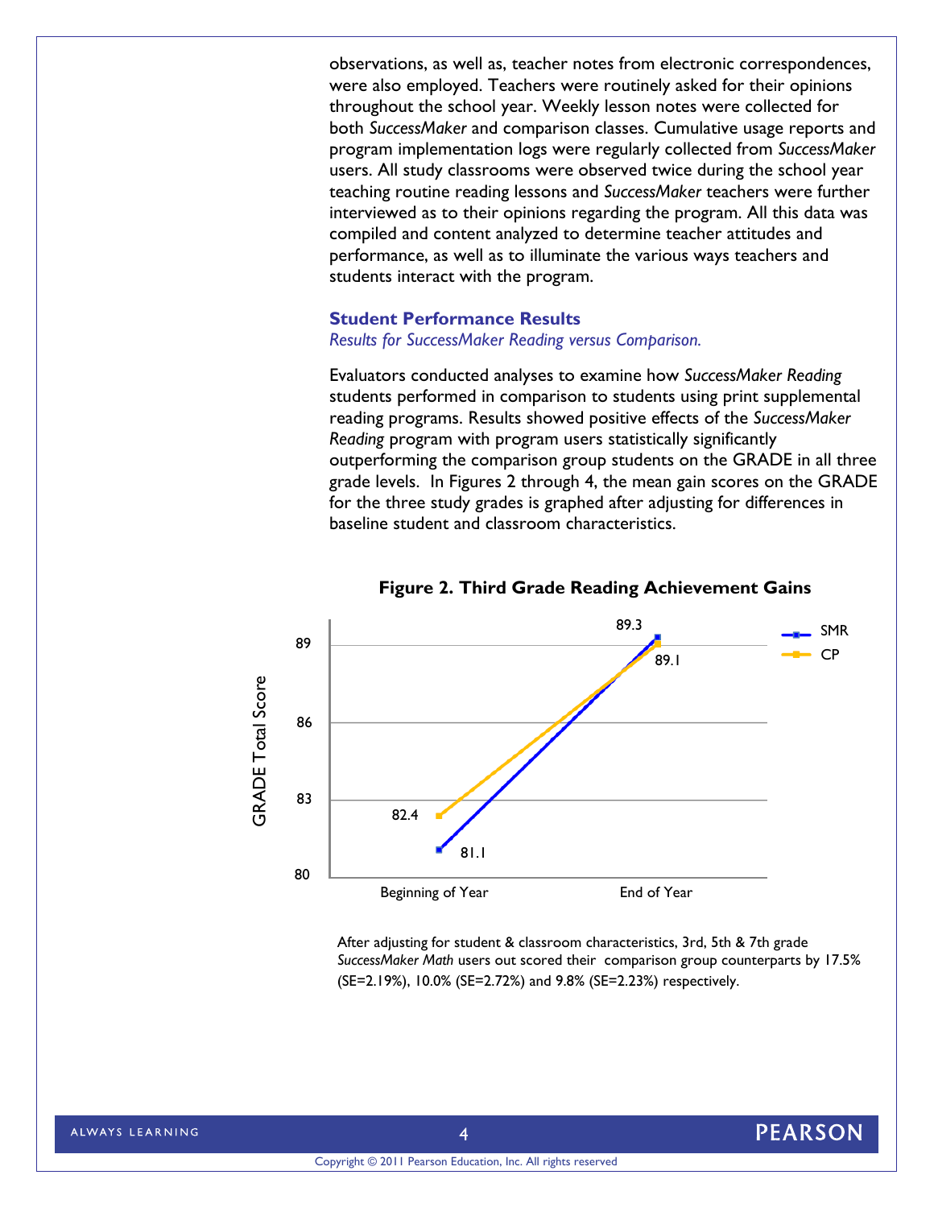observations, as well as, teacher notes from electronic correspondences, were also employed. Teachers were routinely asked for their opinions throughout the school year. Weekly lesson notes were collected for both *SuccessMaker* and comparison classes. Cumulative usage reports and program implementation logs were regularly collected from *SuccessMaker* users. All study classrooms were observed twice during the school year teaching routine reading lessons and *SuccessMaker* teachers were further interviewed as to their opinions regarding the program. All this data was compiled and content analyzed to determine teacher attitudes and performance, as well as to illuminate the various ways teachers and students interact with the program.

### Student Performance Results

*Results for SuccessMaker Reading versus Comparison.*

Evaluators conducted analyses to examine how *SuccessMaker Reading* students performed in comparison to students using print supplemental reading programs. Results showed positive effects of the *SuccessMaker Reading* program with program users statistically significantly outperforming the comparison group students on the GRADE in all three grade levels. In Figures 2 through 4, the mean gain scores on the GRADE for the three study grades is graphed after adjusting for differences in baseline student and classroom characteristics.

**Figure 2. Third Grade Reading Achievement Gains**

| GRADE Total Score | Beginning of Year | End of Year |
|---|---|---|
| SMR | 81.1 | 89.3 |
| CP | 82.4 | 89.1 |

After adjusting for student & classroom characteristics, 3rd, 5th & 7th grade *SuccessMaker Math* users out scored their comparison group counterparts by 17.5% (SE=2.19%), 10.0% (SE=2.72%) and 9.8% (SE=2.23%) respectively.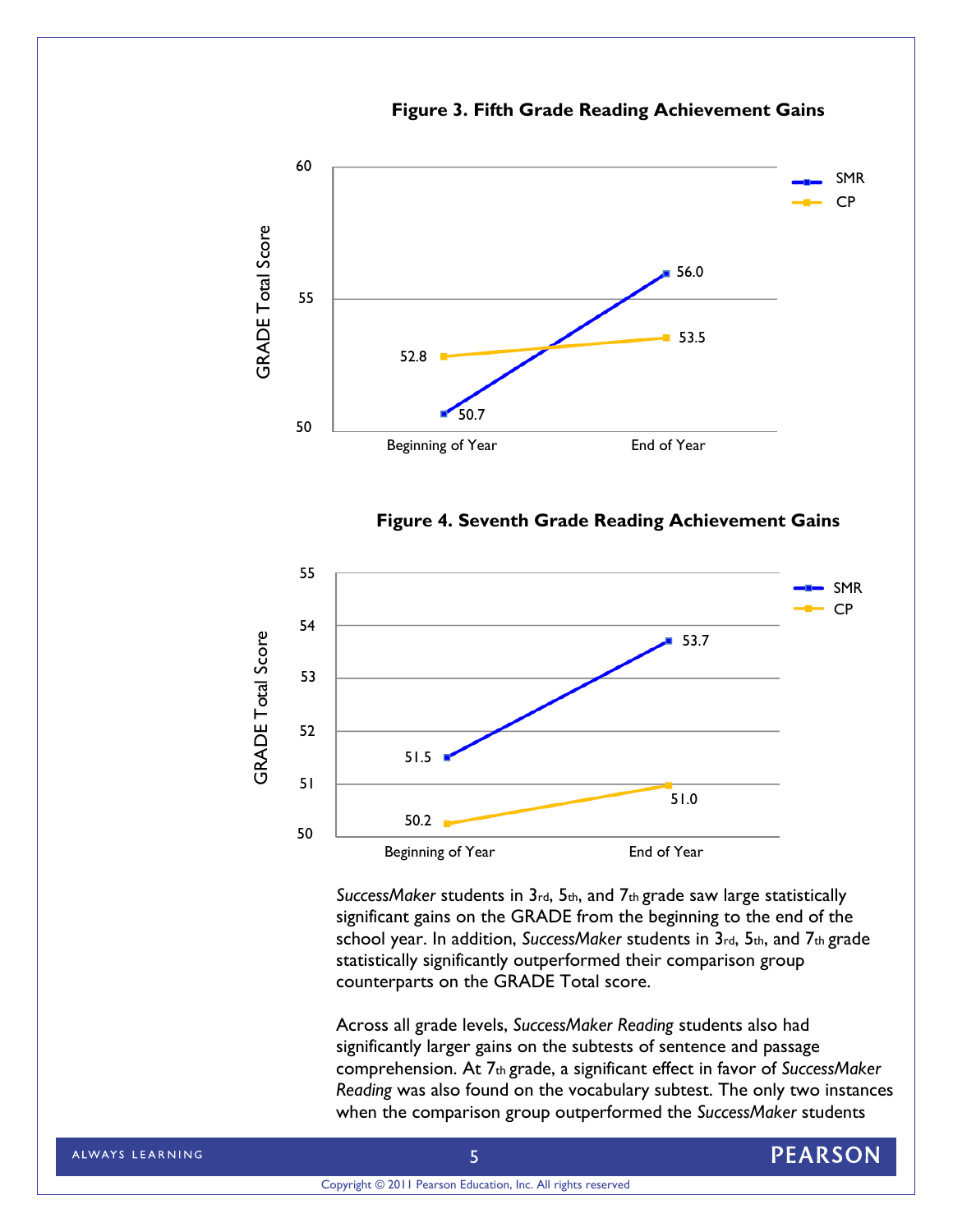**Figure 3. Fifth Grade Reading Achievement Gains**

| GRADE Total Score | Beginning of Year | End of Year |
|---|---|---|
| SMR | 50.7 | 56.0 |
| CP | 52.8 | 53.5 |

**Figure 4. Seventh Grade Reading Achievement Gains**

| GRADE Total Score | Beginning of Year | End of Year |
|---|---|---|
| SMR | 51.5 | 53.7 |
| CP | 50.2 | 51.0 |

*SuccessMaker* students in 3rd, 5th, and 7th grade saw large statistically significant gains on the GRADE from the beginning to the end of the school year. In addition, *SuccessMaker* students in 3rd, 5th, and 7th grade statistically significantly outperformed their comparison group counterparts on the GRADE Total score.

Across all grade levels, *SuccessMaker Reading* students also had significantly larger gains on the subtests of sentence and passage comprehension. At 7th grade, a significant effect in favor of *SuccessMaker Reading* was also found on the vocabulary subtest. The only two instances when the comparison group outperformed the *SuccessMaker* students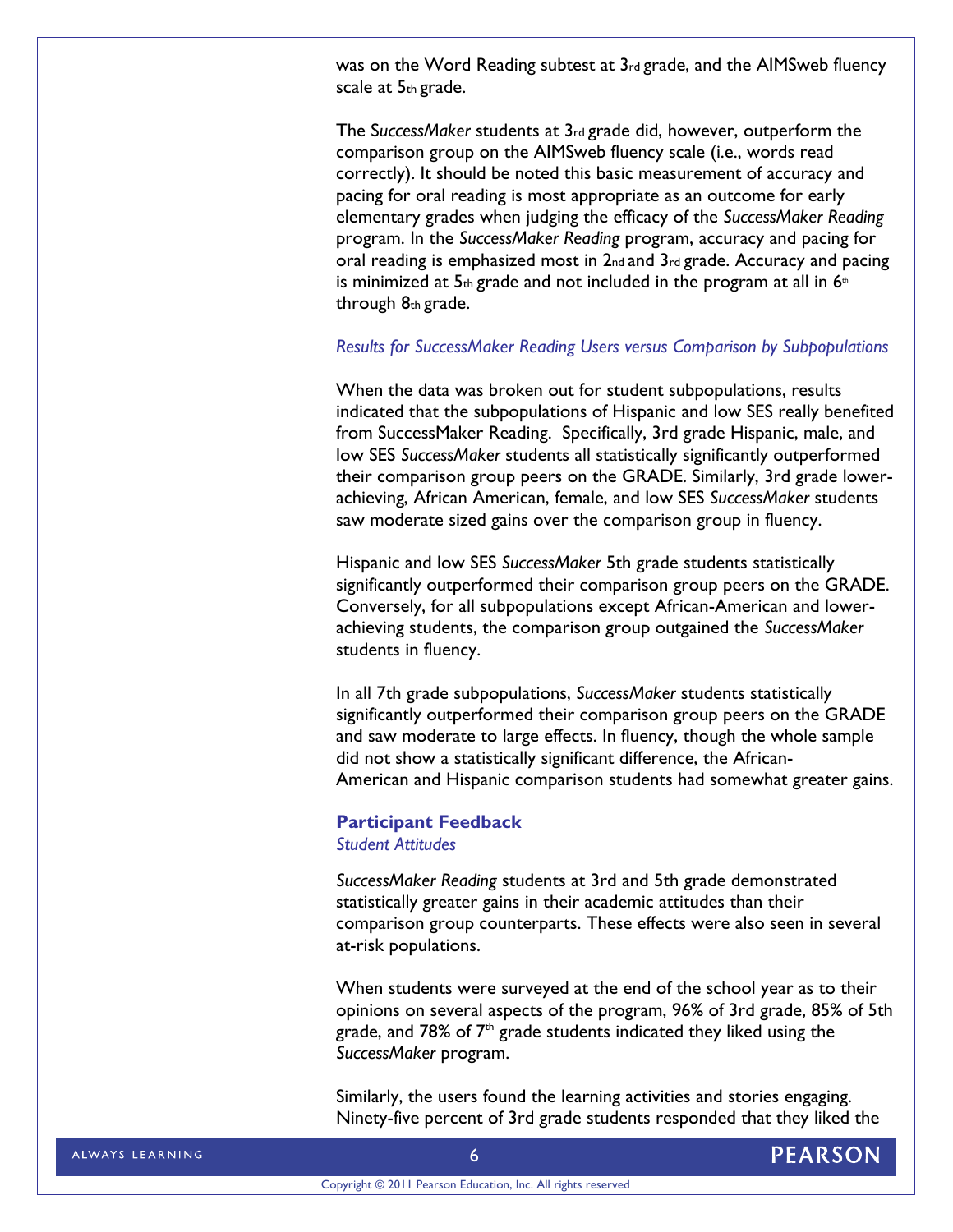was on the Word Reading subtest at 3rd grade, and the AIMSweb fluency scale at 5th grade.

The *SuccessMaker* students at 3rd grade did, however, outperform the comparison group on the AIMSweb fluency scale (i.e., words read correctly). It should be noted this basic measurement of accuracy and pacing for oral reading is most appropriate as an outcome for early elementary grades when judging the efficacy of the *SuccessMaker Reading* program. In the *SuccessMaker Reading* program, accuracy and pacing for oral reading is emphasized most in 2nd and 3rd grade. Accuracy and pacing is minimized at 5th grade and not included in the program at all in 6th through 8th grade.

*Results for SuccessMaker Reading Users versus Comparison by Subpopulations*

When the data was broken out for student subpopulations, results indicated that the subpopulations of Hispanic and low SES really benefited from SuccessMaker Reading. Specifically, 3rd grade Hispanic, male, and low SES *SuccessMaker* students all statistically significantly outperformed their comparison group peers on the GRADE. Similarly, 3rd grade lower-achieving, African American, female, and low SES *SuccessMaker* students saw moderate sized gains over the comparison group in fluency.

Hispanic and low SES *SuccessMaker* 5th grade students statistically significantly outperformed their comparison group peers on the GRADE. Conversely, for all subpopulations except African-American and lower-achieving students, the comparison group outgained the *SuccessMaker* students in fluency.

In all 7th grade subpopulations, *SuccessMaker* students statistically significantly outperformed their comparison group peers on the GRADE and saw moderate to large effects. In fluency, though the whole sample did not show a statistically significant difference, the African-American and Hispanic comparison students had somewhat greater gains.

## Participant Feedback

*Student Attitudes*

*SuccessMaker Reading* students at 3rd and 5th grade demonstrated statistically greater gains in their academic attitudes than their comparison group counterparts. These effects were also seen in several at-risk populations.

When students were surveyed at the end of the school year as to their opinions on several aspects of the program, 96% of 3rd grade, 85% of 5th grade, and 78% of 7th grade students indicated they liked using the *SuccessMaker* program.

Similarly, the users found the learning activities and stories engaging. Ninety-five percent of 3rd grade students responded that they liked the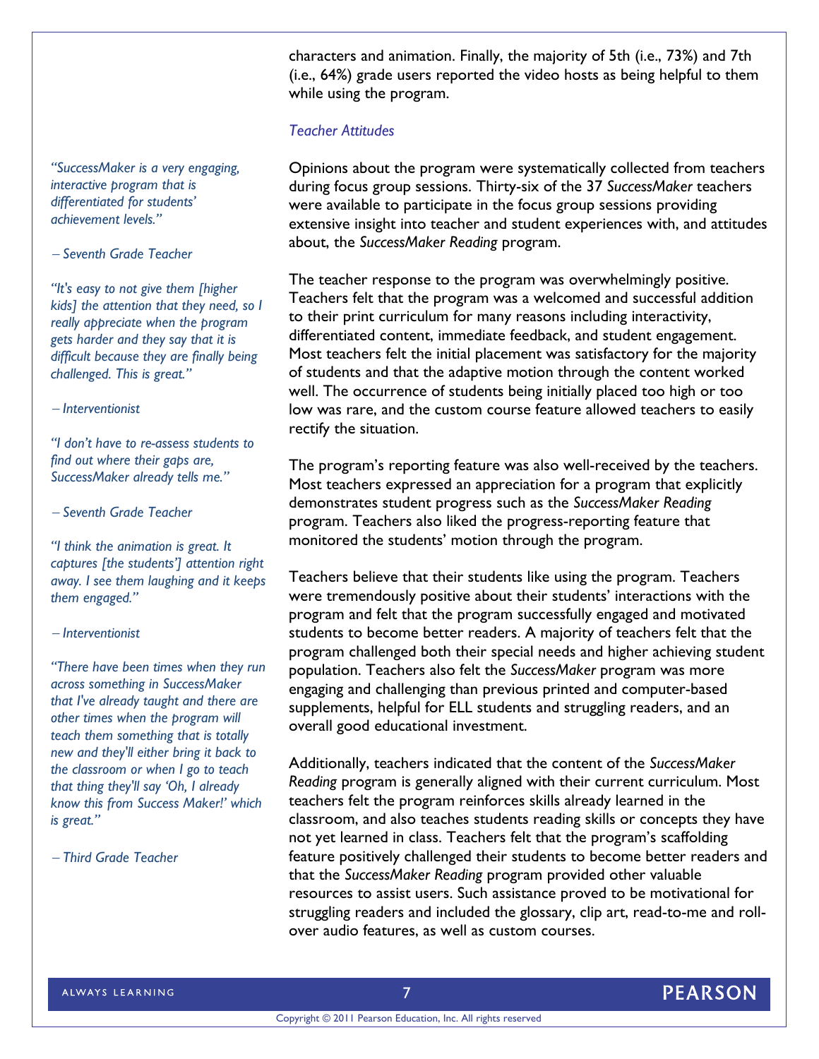characters and animation. Finally, the majority of 5th (i.e., 73%) and 7th (i.e., 64%) grade users reported the video hosts as being helpful to them while using the program.

### *Teacher Attitudes*

Opinions about the program were systematically collected from teachers during focus group sessions. Thirty-six of the 37 *SuccessMaker* teachers were available to participate in the focus group sessions providing extensive insight into teacher and student experiences with, and attitudes about, the *SuccessMaker Reading* program.

The teacher response to the program was overwhelmingly positive. Teachers felt that the program was a welcomed and successful addition to their print curriculum for many reasons including interactivity, differentiated content, immediate feedback, and student engagement. Most teachers felt the initial placement was satisfactory for the majority of students and that the adaptive motion through the content worked well. The occurrence of students being initially placed too high or too low was rare, and the custom course feature allowed teachers to easily rectify the situation.

The program's reporting feature was also well-received by the teachers. Most teachers expressed an appreciation for a program that explicitly demonstrates student progress such as the *SuccessMaker Reading* program. Teachers also liked the progress-reporting feature that monitored the students' motion through the program.

Teachers believe that their students like using the program. Teachers were tremendously positive about their students' interactions with the program and felt that the program successfully engaged and motivated students to become better readers. A majority of teachers felt that the program challenged both their special needs and higher achieving student population. Teachers also felt the *SuccessMaker* program was more engaging and challenging than previous printed and computer-based supplements, helpful for ELL students and struggling readers, and an overall good educational investment.

Additionally, teachers indicated that the content of the *SuccessMaker Reading* program is generally aligned with their current curriculum. Most teachers felt the program reinforces skills already learned in the classroom, and also teaches students reading skills or concepts they have not yet learned in class. Teachers felt that the program's scaffolding feature positively challenged their students to become better readers and that the *SuccessMaker Reading* program provided other valuable resources to assist users. Such assistance proved to be motivational for struggling readers and included the glossary, clip art, read-to-me and roll-over audio features, as well as custom courses.

*"SuccessMaker is a very engaging, interactive program that is differentiated for students' achievement levels."*

*– Seventh Grade Teacher*

*"It's easy to not give them [higher kids] the attention that they need, so I really appreciate when the program gets harder and they say that it is difficult because they are finally being challenged. This is great."*

*– Interventionist*

*"I don't have to re-assess students to find out where their gaps are, SuccessMaker already tells me."*

*– Seventh Grade Teacher*

*"I think the animation is great. It captures [the students'] attention right away. I see them laughing and it keeps them engaged."*

*– Interventionist*

*"There have been times when they run across something in SuccessMaker that I've already taught and there are other times when the program will teach them something that is totally new and they'll either bring it back to the classroom or when I go to teach that thing they'll say 'Oh, I already know this from Success Maker!' which is great."*

*– Third Grade Teacher*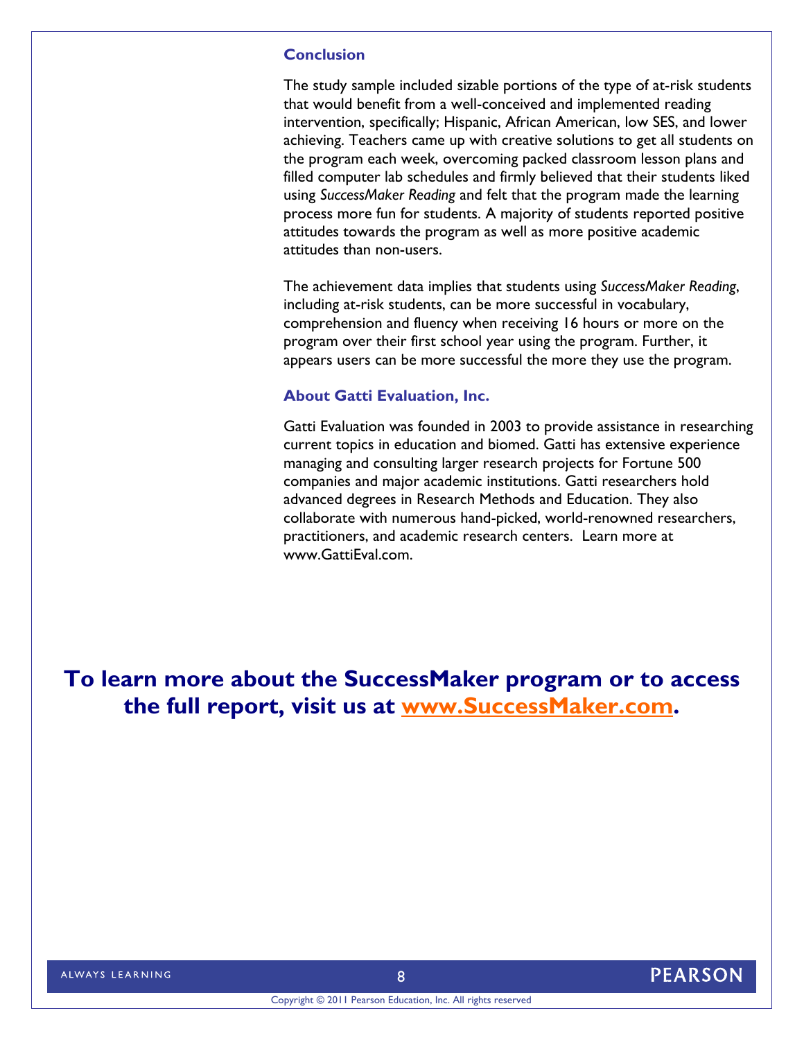### Conclusion

The study sample included sizable portions of the type of at-risk students that would benefit from a well-conceived and implemented reading intervention, specifically; Hispanic, African American, low SES, and lower achieving. Teachers came up with creative solutions to get all students on the program each week, overcoming packed classroom lesson plans and filled computer lab schedules and firmly believed that their students liked using *SuccessMaker Reading* and felt that the program made the learning process more fun for students. A majority of students reported positive attitudes towards the program as well as more positive academic attitudes than non-users.

The achievement data implies that students using *SuccessMaker Reading*, including at-risk students, can be more successful in vocabulary, comprehension and fluency when receiving 16 hours or more on the program over their first school year using the program. Further, it appears users can be more successful the more they use the program.

### About Gatti Evaluation, Inc.

Gatti Evaluation was founded in 2003 to provide assistance in researching current topics in education and biomed. Gatti has extensive experience managing and consulting larger research projects for Fortune 500 companies and major academic institutions. Gatti researchers hold advanced degrees in Research Methods and Education. They also collaborate with numerous hand-picked, world-renowned researchers, practitioners, and academic research centers. Learn more at www.GattiEval.com.

## To learn more about the SuccessMaker program or to access the full report, visit us at www.SuccessMaker.com.

Copyright © 2011 Pearson Education, Inc. All rights reserved